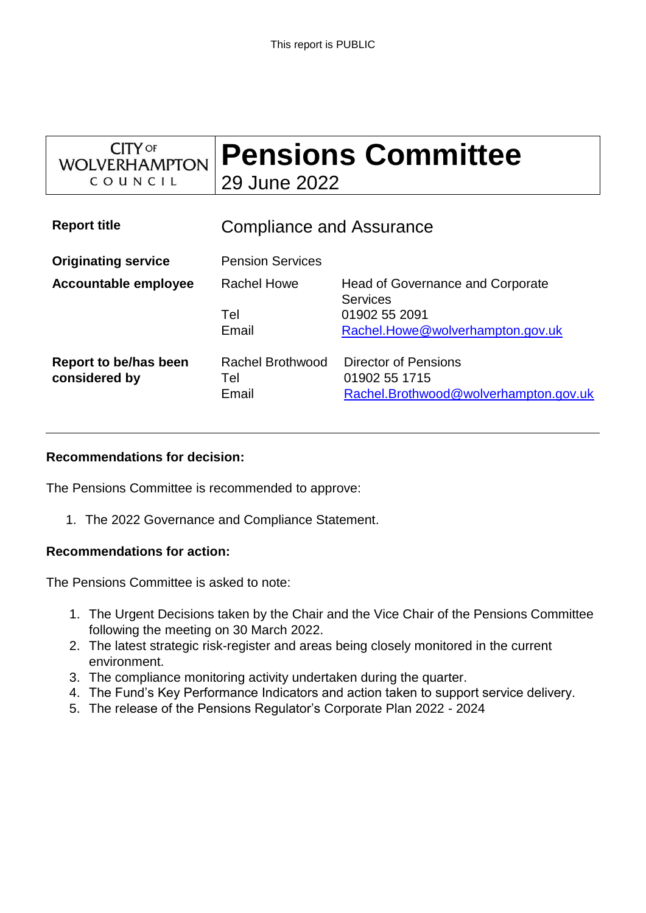This report is PUBLIC

| CITY OF WOLVERHAMPTON COUNCIL | **Pensions Committee** 29 June 2022 |
|---|---|

| | | |
|---|---|---|
| **Report title** | Compliance and Assurance | |
| **Originating service** | Pension Services | |
| **Accountable employee** | Rachel Howe | Head of Governance and Corporate Services |
| | Tel | 01902 55 2091 |
| | Email | Rachel.Howe@wolverhampton.gov.uk |
| **Report to be/has been considered by** | Rachel Brothwood | Director of Pensions |
| | Tel | 01902 55 1715 |
| | Email | Rachel.Brothwood@wolverhampton.gov.uk |

---

**Recommendations for decision:**

The Pensions Committee is recommended to approve:

1. The 2022 Governance and Compliance Statement.

**Recommendations for action:**

The Pensions Committee is asked to note:

1. The Urgent Decisions taken by the Chair and the Vice Chair of the Pensions Committee following the meeting on 30 March 2022.
2. The latest strategic risk-register and areas being closely monitored in the current environment.
3. The compliance monitoring activity undertaken during the quarter.
4. The Fund's Key Performance Indicators and action taken to support service delivery.
5. The release of the Pensions Regulator's Corporate Plan 2022 - 2024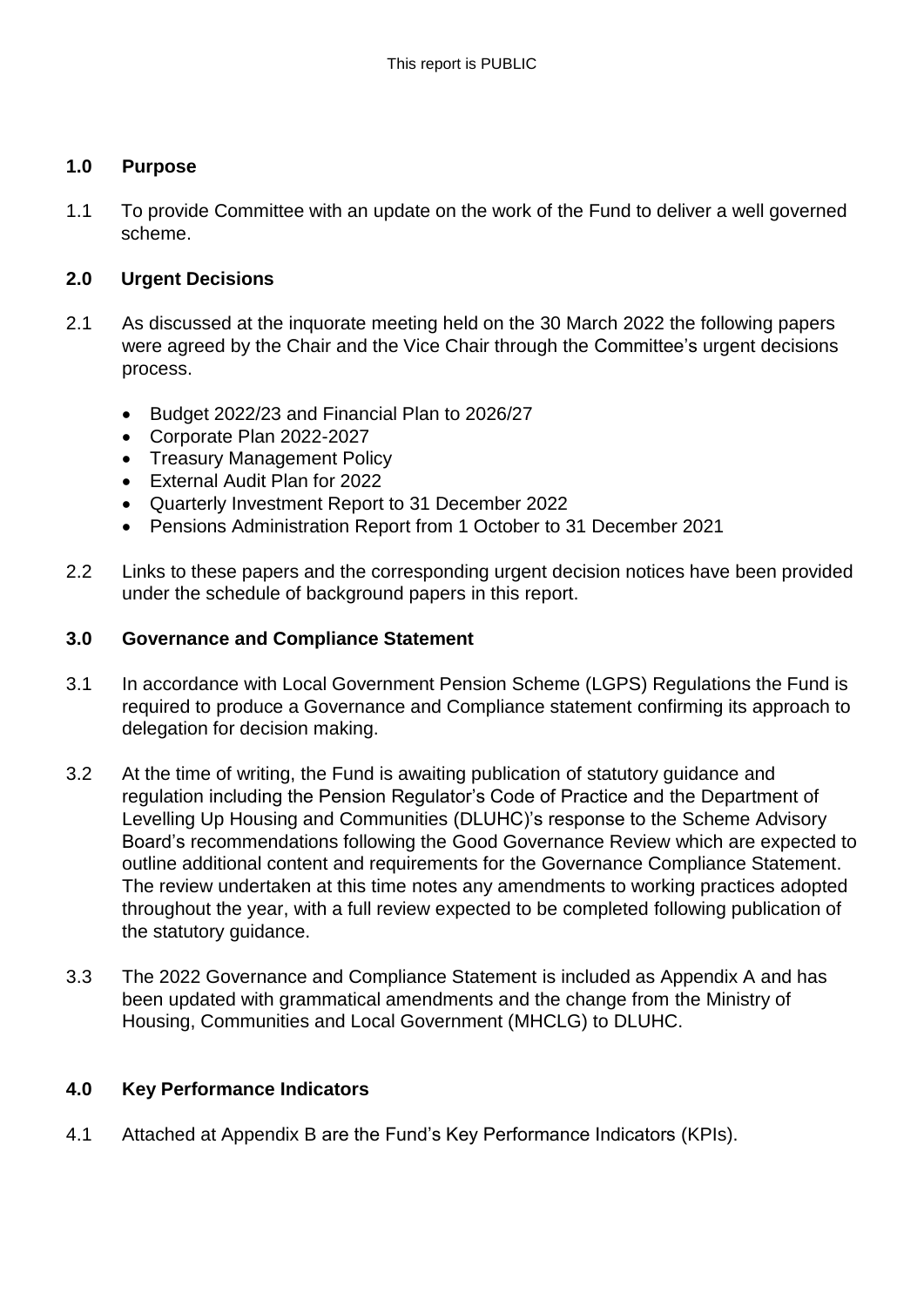## 1.0 Purpose

1.1 To provide Committee with an update on the work of the Fund to deliver a well governed scheme.

## 2.0 Urgent Decisions

2.1 As discussed at the inquorate meeting held on the 30 March 2022 the following papers were agreed by the Chair and the Vice Chair through the Committee's urgent decisions process.

- Budget 2022/23 and Financial Plan to 2026/27
- Corporate Plan 2022-2027
- Treasury Management Policy
- External Audit Plan for 2022
- Quarterly Investment Report to 31 December 2022
- Pensions Administration Report from 1 October to 31 December 2021

2.2 Links to these papers and the corresponding urgent decision notices have been provided under the schedule of background papers in this report.

## 3.0 Governance and Compliance Statement

3.1 In accordance with Local Government Pension Scheme (LGPS) Regulations the Fund is required to produce a Governance and Compliance statement confirming its approach to delegation for decision making.

3.2 At the time of writing, the Fund is awaiting publication of statutory guidance and regulation including the Pension Regulator's Code of Practice and the Department of Levelling Up Housing and Communities (DLUHC)'s response to the Scheme Advisory Board's recommendations following the Good Governance Review which are expected to outline additional content and requirements for the Governance Compliance Statement. The review undertaken at this time notes any amendments to working practices adopted throughout the year, with a full review expected to be completed following publication of the statutory guidance.

3.3 The 2022 Governance and Compliance Statement is included as Appendix A and has been updated with grammatical amendments and the change from the Ministry of Housing, Communities and Local Government (MHCLG) to DLUHC.

## 4.0 Key Performance Indicators

4.1 Attached at Appendix B are the Fund's Key Performance Indicators (KPIs).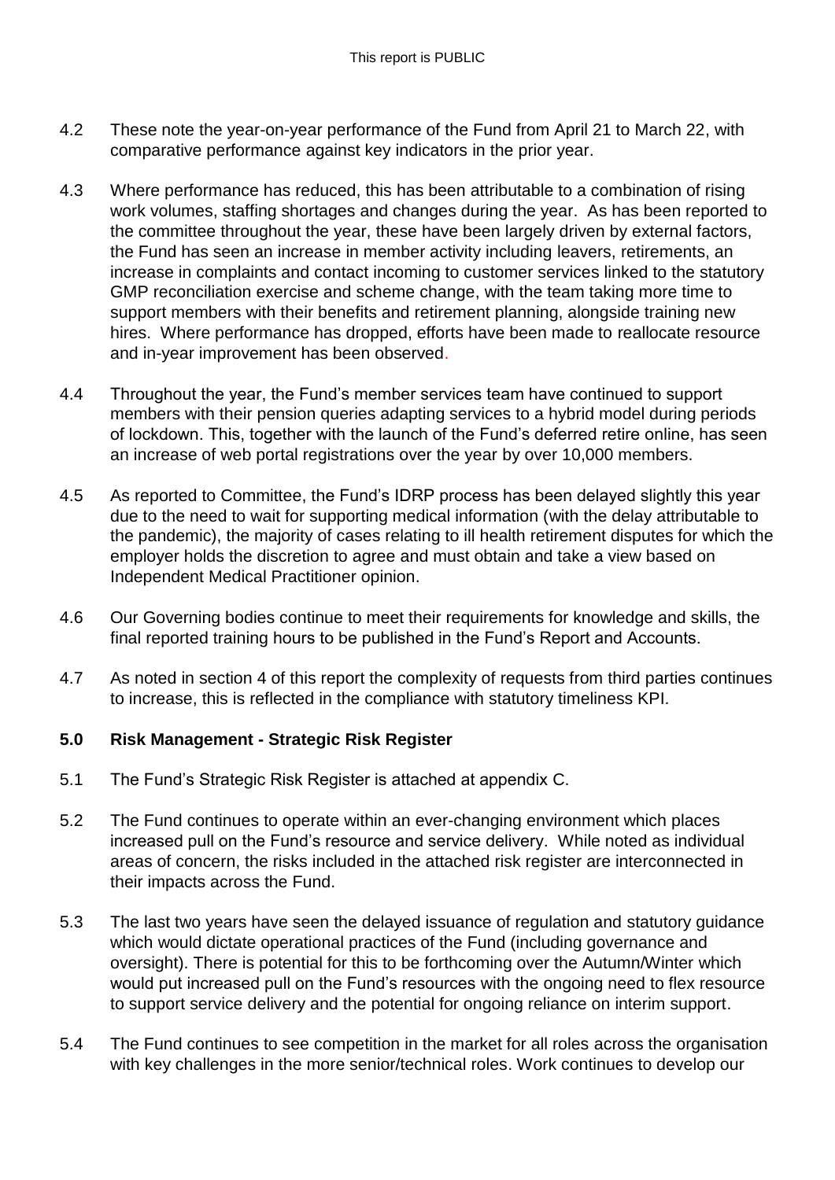4.2 These note the year-on-year performance of the Fund from April 21 to March 22, with comparative performance against key indicators in the prior year.

4.3 Where performance has reduced, this has been attributable to a combination of rising work volumes, staffing shortages and changes during the year. As has been reported to the committee throughout the year, these have been largely driven by external factors, the Fund has seen an increase in member activity including leavers, retirements, an increase in complaints and contact incoming to customer services linked to the statutory GMP reconciliation exercise and scheme change, with the team taking more time to support members with their benefits and retirement planning, alongside training new hires. Where performance has dropped, efforts have been made to reallocate resource and in-year improvement has been observed.

4.4 Throughout the year, the Fund's member services team have continued to support members with their pension queries adapting services to a hybrid model during periods of lockdown. This, together with the launch of the Fund's deferred retire online, has seen an increase of web portal registrations over the year by over 10,000 members.

4.5 As reported to Committee, the Fund's IDRP process has been delayed slightly this year due to the need to wait for supporting medical information (with the delay attributable to the pandemic), the majority of cases relating to ill health retirement disputes for which the employer holds the discretion to agree and must obtain and take a view based on Independent Medical Practitioner opinion.

4.6 Our Governing bodies continue to meet their requirements for knowledge and skills, the final reported training hours to be published in the Fund's Report and Accounts.

4.7 As noted in section 4 of this report the complexity of requests from third parties continues to increase, this is reflected in the compliance with statutory timeliness KPI.

**5.0 Risk Management - Strategic Risk Register**

5.1 The Fund's Strategic Risk Register is attached at appendix C.

5.2 The Fund continues to operate within an ever-changing environment which places increased pull on the Fund's resource and service delivery. While noted as individual areas of concern, the risks included in the attached risk register are interconnected in their impacts across the Fund.

5.3 The last two years have seen the delayed issuance of regulation and statutory guidance which would dictate operational practices of the Fund (including governance and oversight). There is potential for this to be forthcoming over the Autumn/Winter which would put increased pull on the Fund's resources with the ongoing need to flex resource to support service delivery and the potential for ongoing reliance on interim support.

5.4 The Fund continues to see competition in the market for all roles across the organisation with key challenges in the more senior/technical roles. Work continues to develop our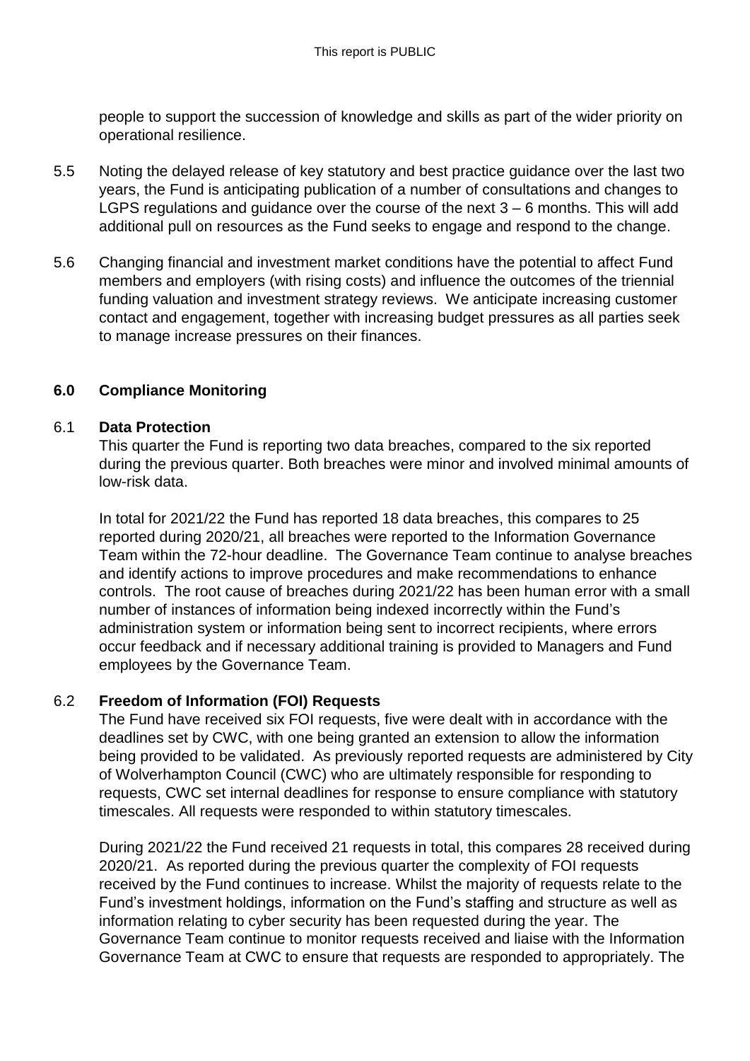people to support the succession of knowledge and skills as part of the wider priority on operational resilience.

5.5 Noting the delayed release of key statutory and best practice guidance over the last two years, the Fund is anticipating publication of a number of consultations and changes to LGPS regulations and guidance over the course of the next 3 – 6 months. This will add additional pull on resources as the Fund seeks to engage and respond to the change.

5.6 Changing financial and investment market conditions have the potential to affect Fund members and employers (with rising costs) and influence the outcomes of the triennial funding valuation and investment strategy reviews. We anticipate increasing customer contact and engagement, together with increasing budget pressures as all parties seek to manage increase pressures on their finances.

## 6.0 Compliance Monitoring

### 6.1 Data Protection

This quarter the Fund is reporting two data breaches, compared to the six reported during the previous quarter. Both breaches were minor and involved minimal amounts of low-risk data.

In total for 2021/22 the Fund has reported 18 data breaches, this compares to 25 reported during 2020/21, all breaches were reported to the Information Governance Team within the 72-hour deadline. The Governance Team continue to analyse breaches and identify actions to improve procedures and make recommendations to enhance controls. The root cause of breaches during 2021/22 has been human error with a small number of instances of information being indexed incorrectly within the Fund's administration system or information being sent to incorrect recipients, where errors occur feedback and if necessary additional training is provided to Managers and Fund employees by the Governance Team.

### 6.2 Freedom of Information (FOI) Requests

The Fund have received six FOI requests, five were dealt with in accordance with the deadlines set by CWC, with one being granted an extension to allow the information being provided to be validated. As previously reported requests are administered by City of Wolverhampton Council (CWC) who are ultimately responsible for responding to requests, CWC set internal deadlines for response to ensure compliance with statutory timescales. All requests were responded to within statutory timescales.

During 2021/22 the Fund received 21 requests in total, this compares 28 received during 2020/21. As reported during the previous quarter the complexity of FOI requests received by the Fund continues to increase. Whilst the majority of requests relate to the Fund's investment holdings, information on the Fund's staffing and structure as well as information relating to cyber security has been requested during the year. The Governance Team continue to monitor requests received and liaise with the Information Governance Team at CWC to ensure that requests are responded to appropriately. The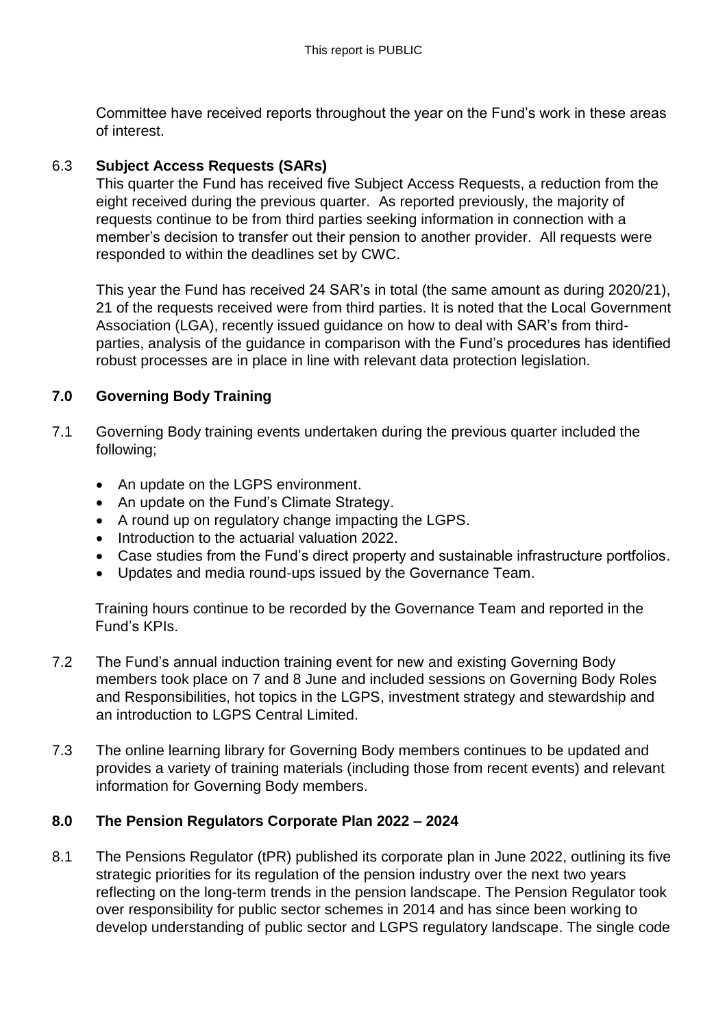Committee have received reports throughout the year on the Fund's work in these areas of interest.

6.3 **Subject Access Requests (SARs)**

This quarter the Fund has received five Subject Access Requests, a reduction from the eight received during the previous quarter. As reported previously, the majority of requests continue to be from third parties seeking information in connection with a member's decision to transfer out their pension to another provider. All requests were responded to within the deadlines set by CWC.

This year the Fund has received 24 SAR's in total (the same amount as during 2020/21), 21 of the requests received were from third parties. It is noted that the Local Government Association (LGA), recently issued guidance on how to deal with SAR's from third-parties, analysis of the guidance in comparison with the Fund's procedures has identified robust processes are in place in line with relevant data protection legislation.

## 7.0 Governing Body Training

7.1 Governing Body training events undertaken during the previous quarter included the following;

- An update on the LGPS environment.
- An update on the Fund's Climate Strategy.
- A round up on regulatory change impacting the LGPS.
- Introduction to the actuarial valuation 2022.
- Case studies from the Fund's direct property and sustainable infrastructure portfolios.
- Updates and media round-ups issued by the Governance Team.

Training hours continue to be recorded by the Governance Team and reported in the Fund's KPIs.

7.2 The Fund's annual induction training event for new and existing Governing Body members took place on 7 and 8 June and included sessions on Governing Body Roles and Responsibilities, hot topics in the LGPS, investment strategy and stewardship and an introduction to LGPS Central Limited.

7.3 The online learning library for Governing Body members continues to be updated and provides a variety of training materials (including those from recent events) and relevant information for Governing Body members.

## 8.0 The Pension Regulators Corporate Plan 2022 – 2024

8.1 The Pensions Regulator (tPR) published its corporate plan in June 2022, outlining its five strategic priorities for its regulation of the pension industry over the next two years reflecting on the long-term trends in the pension landscape. The Pension Regulator took over responsibility for public sector schemes in 2014 and has since been working to develop understanding of public sector and LGPS regulatory landscape. The single code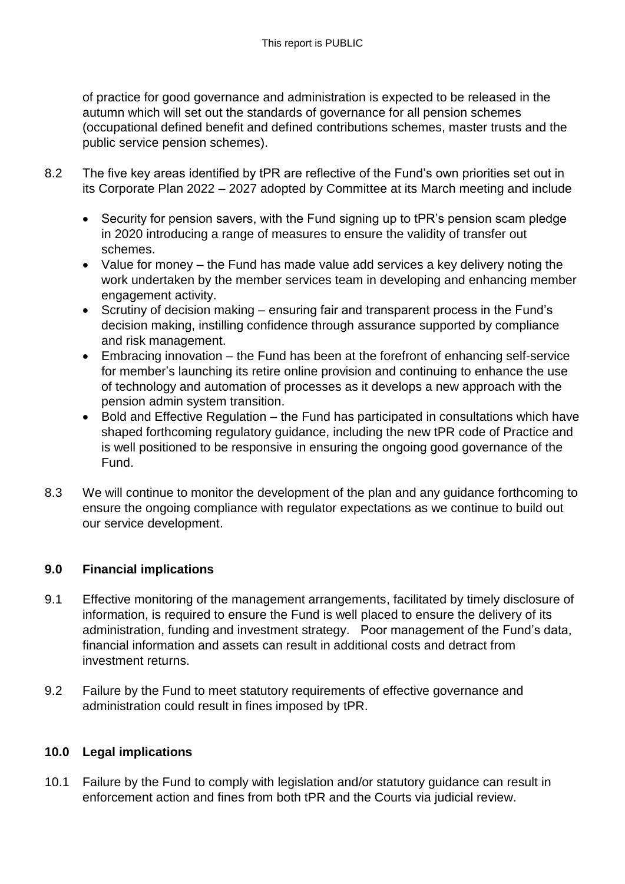of practice for good governance and administration is expected to be released in the autumn which will set out the standards of governance for all pension schemes (occupational defined benefit and defined contributions schemes, master trusts and the public service pension schemes).

8.2 The five key areas identified by tPR are reflective of the Fund's own priorities set out in its Corporate Plan 2022 – 2027 adopted by Committee at its March meeting and include

- Security for pension savers, with the Fund signing up to tPR's pension scam pledge in 2020 introducing a range of measures to ensure the validity of transfer out schemes.
- Value for money – the Fund has made value add services a key delivery noting the work undertaken by the member services team in developing and enhancing member engagement activity.
- Scrutiny of decision making – ensuring fair and transparent process in the Fund's decision making, instilling confidence through assurance supported by compliance and risk management.
- Embracing innovation – the Fund has been at the forefront of enhancing self-service for member's launching its retire online provision and continuing to enhance the use of technology and automation of processes as it develops a new approach with the pension admin system transition.
- Bold and Effective Regulation – the Fund has participated in consultations which have shaped forthcoming regulatory guidance, including the new tPR code of Practice and is well positioned to be responsive in ensuring the ongoing good governance of the Fund.

8.3 We will continue to monitor the development of the plan and any guidance forthcoming to ensure the ongoing compliance with regulator expectations as we continue to build out our service development.

## 9.0 Financial implications

9.1 Effective monitoring of the management arrangements, facilitated by timely disclosure of information, is required to ensure the Fund is well placed to ensure the delivery of its administration, funding and investment strategy. Poor management of the Fund's data, financial information and assets can result in additional costs and detract from investment returns.

9.2 Failure by the Fund to meet statutory requirements of effective governance and administration could result in fines imposed by tPR.

## 10.0 Legal implications

10.1 Failure by the Fund to comply with legislation and/or statutory guidance can result in enforcement action and fines from both tPR and the Courts via judicial review.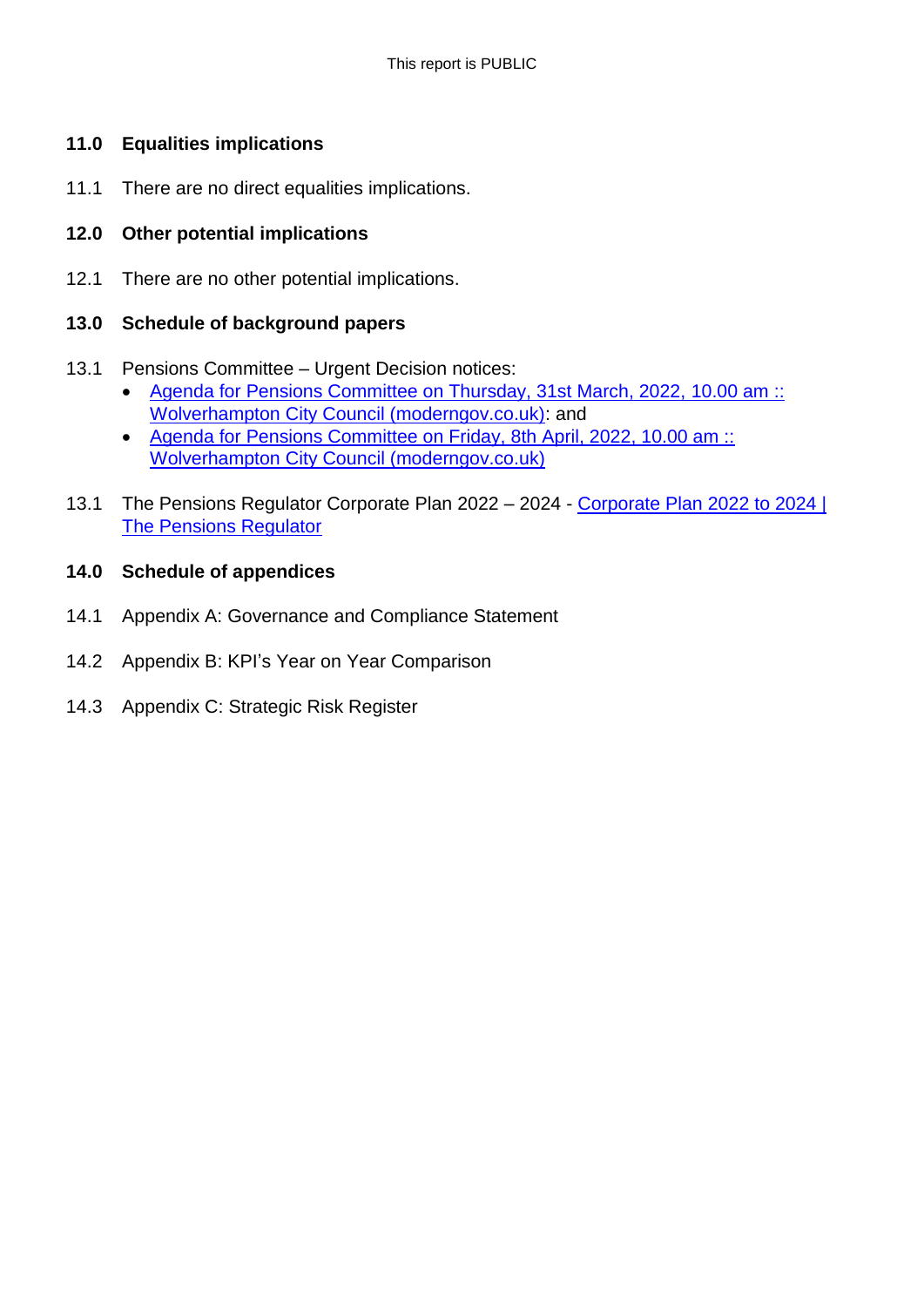## 11.0 Equalities implications

11.1 There are no direct equalities implications.

## 12.0 Other potential implications

12.1 There are no other potential implications.

## 13.0 Schedule of background papers

13.1 Pensions Committee – Urgent Decision notices:

- Agenda for Pensions Committee on Thursday, 31st March, 2022, 10.00 am :: Wolverhampton City Council (moderngov.co.uk): and
- Agenda for Pensions Committee on Friday, 8th April, 2022, 10.00 am :: Wolverhampton City Council (moderngov.co.uk)

13.1 The Pensions Regulator Corporate Plan 2022 – 2024 - Corporate Plan 2022 to 2024 | The Pensions Regulator

## 14.0 Schedule of appendices

14.1 Appendix A: Governance and Compliance Statement

14.2 Appendix B: KPI's Year on Year Comparison

14.3 Appendix C: Strategic Risk Register